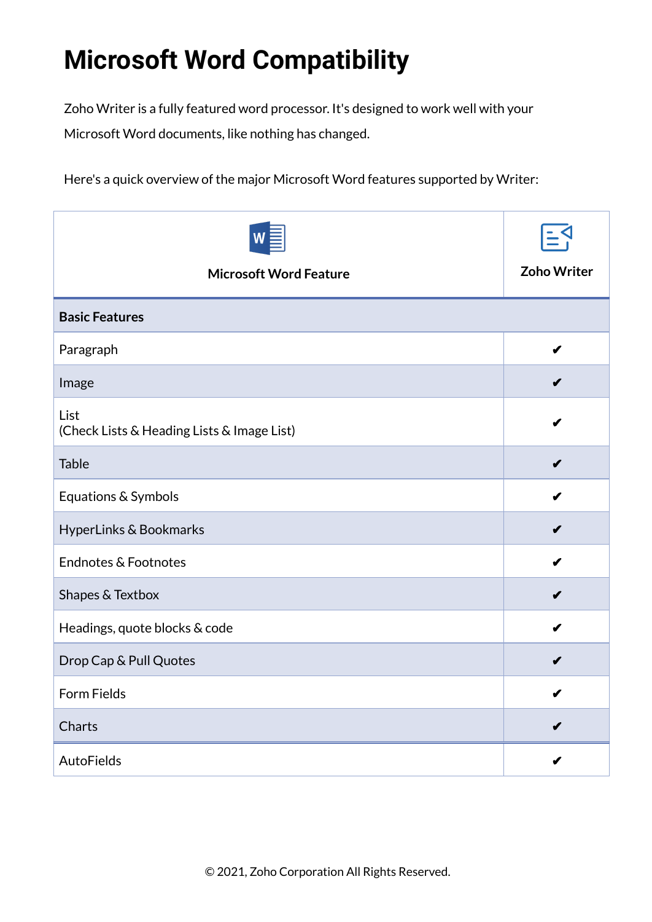# Microsoft Word Compatibility

Zoho Writer is a fully featured word processor. It's designed to work well with your Microsoft Word documents, like nothing has changed.

Here's a quick overview of the major Microsoft Word features supported by Writer:

| Microsoft Word Feature | Zoho Writer |
|---|---|
| **Basic Features** | |
| Paragraph | ✔ |
| Image | ✔ |
| List<br>(Check Lists & Heading Lists & Image List) | ✔ |
| Table | ✔ |
| Equations & Symbols | ✔ |
| HyperLinks & Bookmarks | ✔ |
| Endnotes & Footnotes | ✔ |
| Shapes & Textbox | ✔ |
| Headings, quote blocks & code | ✔ |
| Drop Cap & Pull Quotes | ✔ |
| Form Fields | ✔ |
| Charts | ✔ |
| AutoFields | ✔ |

© 2021, Zoho Corporation All Rights Reserved.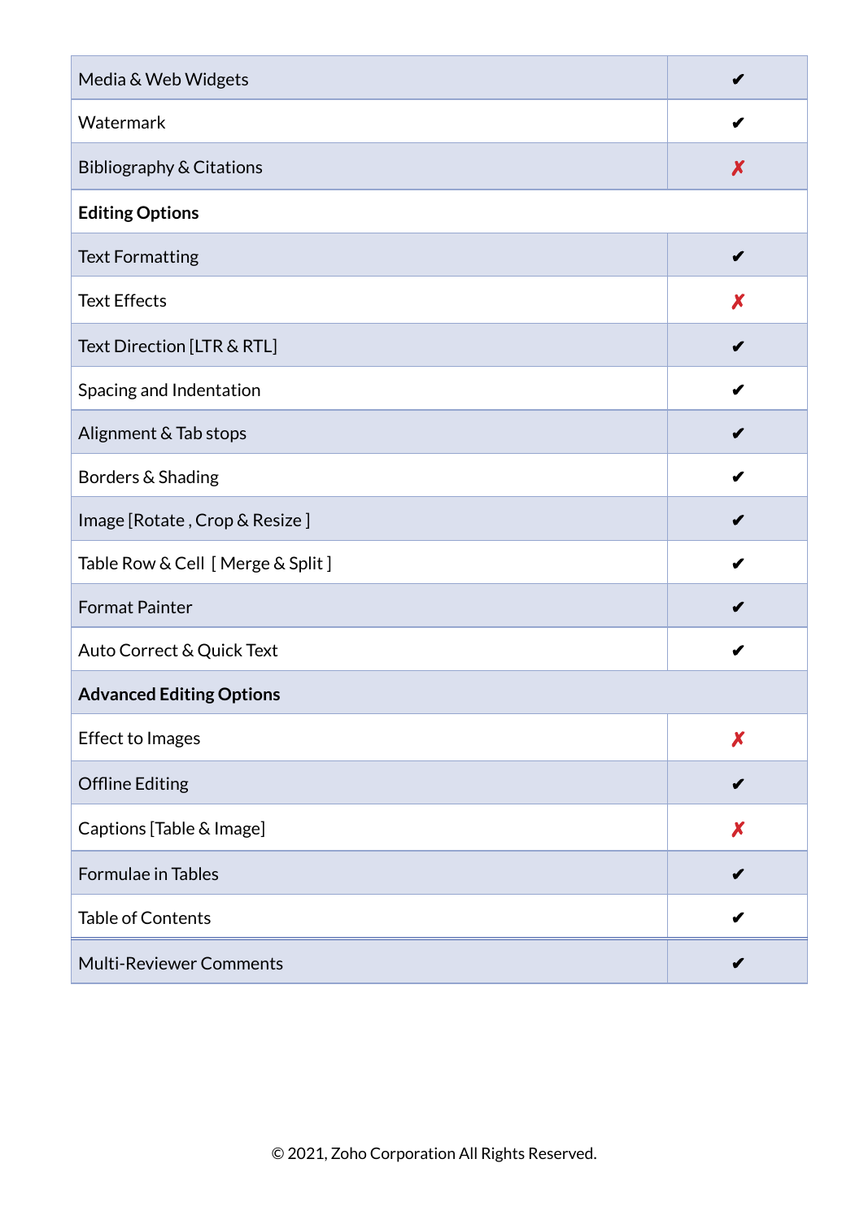| | |
|---|---|
| Media & Web Widgets | ✔ |
| Watermark | ✔ |
| Bibliography & Citations | ✗ |
| **Editing Options** | |
| Text Formatting | ✔ |
| Text Effects | ✗ |
| Text Direction [LTR & RTL] | ✔ |
| Spacing and Indentation | ✔ |
| Alignment & Tab stops | ✔ |
| Borders & Shading | ✔ |
| Image [Rotate , Crop & Resize ] | ✔ |
| Table Row & Cell [ Merge & Split ] | ✔ |
| Format Painter | ✔ |
| Auto Correct & Quick Text | ✔ |
| **Advanced Editing Options** | |
| Effect to Images | ✗ |
| Offline Editing | ✔ |
| Captions [Table & Image] | ✗ |
| Formulae in Tables | ✔ |
| Table of Contents | ✔ |
| Multi-Reviewer Comments | ✔ |

© 2021, Zoho Corporation All Rights Reserved.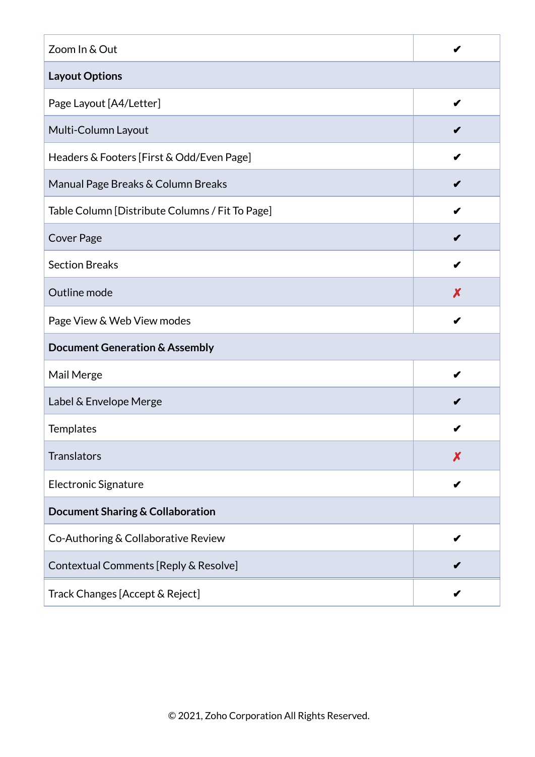| | |
|---|---|
| Zoom In & Out | ✔ |
| **Layout Options** | |
| Page Layout [A4/Letter] | ✔ |
| Multi-Column Layout | ✔ |
| Headers & Footers [First & Odd/Even Page] | ✔ |
| Manual Page Breaks & Column Breaks | ✔ |
| Table Column [Distribute Columns / Fit To Page] | ✔ |
| Cover Page | ✔ |
| Section Breaks | ✔ |
| Outline mode | ✗ |
| Page View & Web View modes | ✔ |
| **Document Generation & Assembly** | |
| Mail Merge | ✔ |
| Label & Envelope Merge | ✔ |
| Templates | ✔ |
| Translators | ✗ |
| Electronic Signature | ✔ |
| **Document Sharing & Collaboration** | |
| Co-Authoring & Collaborative Review | ✔ |
| Contextual Comments [Reply & Resolve] | ✔ |
| Track Changes [Accept & Reject] | ✔ |

© 2021, Zoho Corporation All Rights Reserved.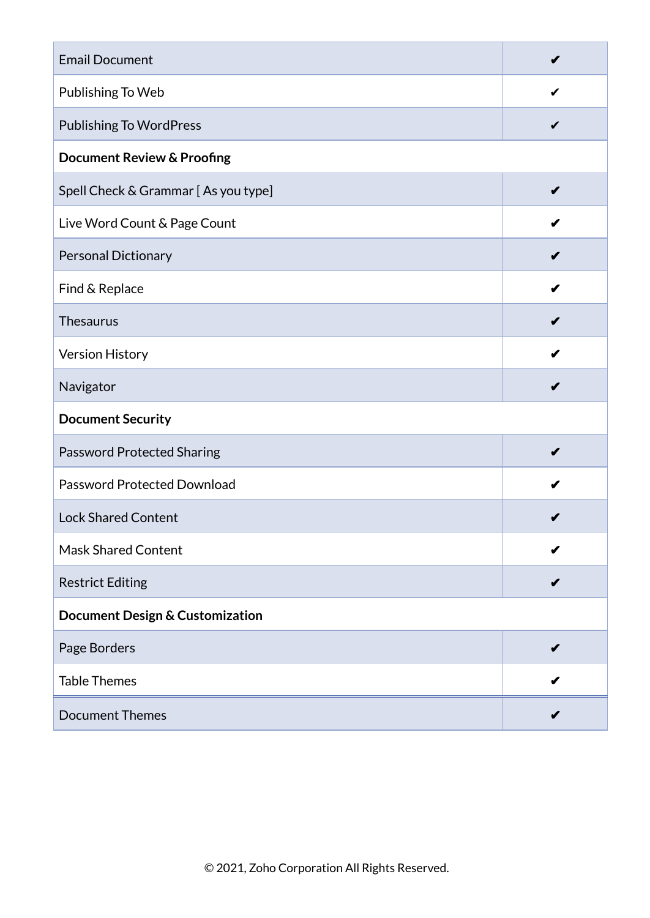| | |
|---|---|
| Email Document | ✔ |
| Publishing To Web | ✔ |
| Publishing To WordPress | ✔ |
| **Document Review & Proofing** | |
| Spell Check & Grammar [ As you type] | ✔ |
| Live Word Count & Page Count | ✔ |
| Personal Dictionary | ✔ |
| Find & Replace | ✔ |
| Thesaurus | ✔ |
| Version History | ✔ |
| Navigator | ✔ |
| **Document Security** | |
| Password Protected Sharing | ✔ |
| Password Protected Download | ✔ |
| Lock Shared Content | ✔ |
| Mask Shared Content | ✔ |
| Restrict Editing | ✔ |
| **Document Design & Customization** | |
| Page Borders | ✔ |
| Table Themes | ✔ |
| Document Themes | ✔ |

© 2021, Zoho Corporation All Rights Reserved.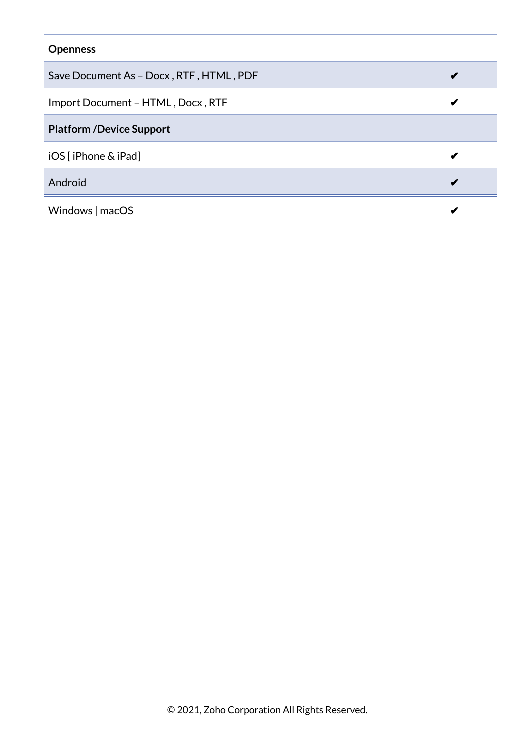| | |
|---|---|
| **Openness** | |
| Save Document As – Docx , RTF , HTML , PDF | ✔ |
| Import Document – HTML , Docx , RTF | ✔ |
| **Platform /Device Support** | |
| iOS [ iPhone & iPad] | ✔ |
| Android | ✔ |
| Windows \| macOS | ✔ |

© 2021, Zoho Corporation All Rights Reserved.